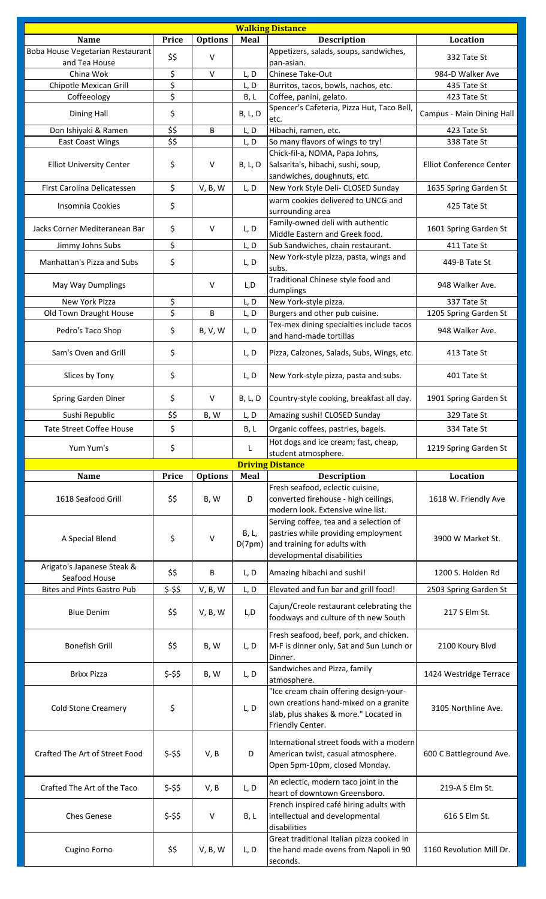## Walking Distance

| Name | Price | Options | Meal | Description | Location |
|---|---|---|---|---|---|
| Boba House Vegetarian Restaurant and Tea House | $$ | V | | Appetizers, salads, soups, sandwiches, pan-asian. | 332 Tate St |
| China Wok | $ | V | L, D | Chinese Take-Out | 984-D Walker Ave |
| Chipotle Mexican Grill | $ | | L, D | Burritos, tacos, bowls, nachos, etc. | 435 Tate St |
| Coffeeology | $ | | B, L | Coffee, panini, gelato. | 423 Tate St |
| Dining Hall | $ | | B, L, D | Spencer's Cafeteria, Pizza Hut, Taco Bell, etc. | Campus - Main Dining Hall |
| Don Ishiyaki & Ramen | $$ | B | L, D | Hibachi, ramen, etc. | 423 Tate St |
| East Coast Wings | $$ | | L, D | So many flavors of wings to try! | 338 Tate St |
| Elliot University Center | $ | V | B, L, D | Chick-fil-a, NOMA, Papa Johns, Salsarita's, hibachi, sushi, soup, sandwiches, doughnuts, etc. | Elliot Conference Center |
| First Carolina Delicatessen | $ | V, B, W | L, D | New York Style Deli- CLOSED Sunday | 1635 Spring Garden St |
| Insomnia Cookies | $ | | | warm cookies delivered to UNCG and surrounding area | 425 Tate St |
| Jacks Corner Mediteranean Bar | $ | V | L, D | Family-owned deli with authentic Middle Eastern and Greek food. | 1601 Spring Garden St |
| Jimmy Johns Subs | $ | | L, D | Sub Sandwiches, chain restaurant. | 411 Tate St |
| Manhattan's Pizza and Subs | $ | | L, D | New York-style pizza, pasta, wings and subs. | 449-B Tate St |
| May Way Dumplings | | V | L,D | Traditional Chinese style food and dumplings | 948 Walker Ave. |
| New York Pizza | $ | | L, D | New York-style pizza. | 337 Tate St |
| Old Town Draught House | $ | B | L, D | Burgers and other pub cuisine. | 1205 Spring Garden St |
| Pedro's Taco Shop | $ | B, V, W | L, D | Tex-mex dining specialties include tacos and hand-made tortillas | 948 Walker Ave. |
| Sam's Oven and Grill | $ | | L, D | Pizza, Calzones, Salads, Subs, Wings, etc. | 413 Tate St |
| Slices by Tony | $ | | L, D | New York-style pizza, pasta and subs. | 401 Tate St |
| Spring Garden Diner | $ | V | B, L, D | Country-style cooking, breakfast all day. | 1901 Spring Garden St |
| Sushi Republic | $$ | B, W | L, D | Amazing sushi! CLOSED Sunday | 329 Tate St |
| Tate Street Coffee House | $ | | B, L | Organic coffees, pastries, bagels. | 334 Tate St |
| Yum Yum's | $ | | L | Hot dogs and ice cream; fast, cheap, student atmosphere. | 1219 Spring Garden St |

## Driving Distance

| Name | Price | Options | Meal | Description | Location |
|---|---|---|---|---|---|
| 1618 Seafood Grill | $$ | B, W | D | Fresh seafood, eclectic cuisine, converted firehouse - high ceilings, modern look. Extensive wine list. | 1618 W. Friendly Ave |
| A Special Blend | $ | V | B, L, D(7pm) | Serving coffee, tea and a selection of pastries while providing employment and training for adults with developmental disabilities | 3900 W Market St. |
| Arigato's Japanese Steak & Seafood House | $$ | B | L, D | Amazing hibachi and sushi! | 1200 S. Holden Rd |
| Bites and Pints Gastro Pub | $-$$ | V, B, W | L, D | Elevated and fun bar and grill food! | 2503 Spring Garden St |
| Blue Denim | $$ | V, B, W | L,D | Cajun/Creole restaurant celebrating the foodways and culture of th new South | 217 S Elm St. |
| Bonefish Grill | $$ | B, W | L, D | Fresh seafood, beef, pork, and chicken. M-F is dinner only, Sat and Sun Lunch or Dinner. | 2100 Koury Blvd |
| Brixx Pizza | $-$$ | B, W | L, D | Sandwiches and Pizza, family atmosphere. | 1424 Westridge Terrace |
| Cold Stone Creamery | $ | | L, D | "Ice cream chain offering design-your-own creations hand-mixed on a granite slab, plus shakes & more." Located in Friendly Center. | 3105 Northline Ave. |
| Crafted The Art of Street Food | $-$$ | V, B | D | International street foods with a modern American twist, casual atmosphere. Open 5pm-10pm, closed Monday. | 600 C Battleground Ave. |
| Crafted The Art of the Taco | $-$$ | V, B | L, D | An eclectic, modern taco joint in the heart of downtown Greensboro. | 219-A S Elm St. |
| Ches Genese | $-$$ | V | B, L | French inspired café hiring adults with intellectual and developmental disabilities | 616 S Elm St. |
| Cugino Forno | $$ | V, B, W | L, D | Great traditional Italian pizza cooked in the hand made ovens from Napoli in 90 seconds. | 1160 Revolution Mill Dr. |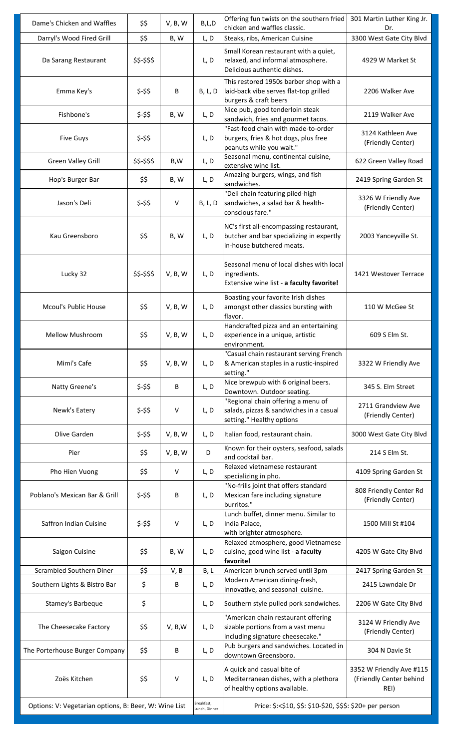| | | | | | |
|---|---|---|---|---|---|
| Dame's Chicken and Waffles | $$ | V, B, W | B,L,D | Offering fun twists on the southern fried chicken and waffles classic. | 301 Martin Luther King Jr. Dr. |
| Darryl's Wood Fired Grill | $$ | B, W | L, D | Steaks, ribs, American Cuisine | 3300 West Gate City Blvd |
| Da Sarang Restaurant | $$-$$$ | | L, D | Small Korean restaurant with a quiet, relaxed, and informal atmosphere. Delicious authentic dishes. | 4929 W Market St |
| Emma Key's | $-$$ | B | B, L, D | This restored 1950s barber shop with a laid-back vibe serves flat-top grilled burgers & craft beers | 2206 Walker Ave |
| Fishbone's | $-$$ | B, W | L, D | Nice pub, good tenderloin steak sandwich, fries and gourmet tacos. | 2119 Walker Ave |
| Five Guys | $-$$ | | L, D | "Fast-food chain with made-to-order burgers, fries & hot dogs, plus free peanuts while you wait." | 3124 Kathleen Ave (Friendly Center) |
| Green Valley Grill | $$-$$$ | B,W | L, D | Seasonal menu, continental cuisine, extensive wine list. | 622 Green Valley Road |
| Hop's Burger Bar | $$ | B, W | L, D | Amazing burgers, wings, and fish sandwiches. | 2419 Spring Garden St |
| Jason's Deli | $-$$ | V | B, L, D | "Deli chain featuring piled-high sandwiches, a salad bar & health-conscious fare." | 3326 W Friendly Ave (Friendly Center) |
| Kau Greensboro | $$ | B, W | L, D | NC's first all-encompassing restaurant, butcher and bar specializing in expertly in-house butchered meats. | 2003 Yanceyville St. |
| Lucky 32 | $$-$$$ | V, B, W | L, D | Seasonal menu of local dishes with local ingredients. Extensive wine list - **a faculty favorite!** | 1421 Westover Terrace |
| Mcoul's Public House | $$ | V, B, W | L, D | Boasting your favorite Irish dishes amongst other classics bursting with flavor. | 110 W McGee St |
| Mellow Mushroom | $$ | V, B, W | L, D | Handcrafted pizza and an entertaining experience in a unique, artistic environment. | 609 S Elm St. |
| Mimi's Cafe | $$ | V, B, W | L, D | "Casual chain restaurant serving French & American staples in a rustic-inspired setting." | 3322 W Friendly Ave |
| Natty Greene's | $-$$ | B | L, D | Nice brewpub with 6 original beers. Downtown. Outdoor seating. | 345 S. Elm Street |
| Newk's Eatery | $-$$ | V | L, D | "Regional chain offering a menu of salads, pizzas & sandwiches in a casual setting." Healthy options | 2711 Grandview Ave (Friendly Center) |
| Olive Garden | $-$$ | V, B, W | L, D | Italian food, restaurant chain. | 3000 West Gate City Blvd |
| Pier | $$ | V, B, W | D | Known for their oysters, seafood, salads and cocktail bar. | 214 S Elm St. |
| Pho Hien Vuong | $$ | V | L, D | Relaxed vietnamese restaurant specializing in pho. | 4109 Spring Garden St |
| Poblano's Mexican Bar & Grill | $-$$ | B | L, D | "No-frills joint that offers standard Mexican fare including signature burritos." | 808 Friendly Center Rd (Friendly Center) |
| Saffron Indian Cuisine | $-$$ | V | L, D | Lunch buffet, dinner menu. Similar to India Palace, with brighter atmosphere. | 1500 Mill St #104 |
| Saigon Cuisine | $$ | B, W | L, D | Relaxed atmosphere, good Vietnamese cuisine, good wine list - **a faculty favorite!** | 4205 W Gate City Blvd |
| Scrambled Southern Diner | $$ | V, B | B, L | American brunch served until 3pm | 2417 Spring Garden St |
| Southern Lights & Bistro Bar | $ | B | L, D | Modern American dining-fresh, innovative, and seasonal cuisine. | 2415 Lawndale Dr |
| Stamey's Barbeque | $ | | L, D | Southern style pulled pork sandwiches. | 2206 W Gate City Blvd |
| The Cheesecake Factory | $$ | V, B,W | L, D | "American chain restaurant offering sizable portions from a vast menu including signature cheesecake." | 3124 W Friendly Ave (Friendly Center) |
| The Porterhouse Burger Company | $$ | B | L, D | Pub burgers and sandwiches. Located in downtown Greensboro. | 304 N Davie St |
| Zoës Kitchen | $$ | V | L, D | A quick and casual bite of Mediterranean dishes, with a plethora of healthy options available. | 3352 W Friendly Ave #115 (Friendly Center behind REI) |
| Options: V: Vegetarian options, B: Beer, W: Wine List | | | Breakfast, Lunch, Dinner | Price: $:<$10, $$: $10-$20, $$$: $20+ per person | |